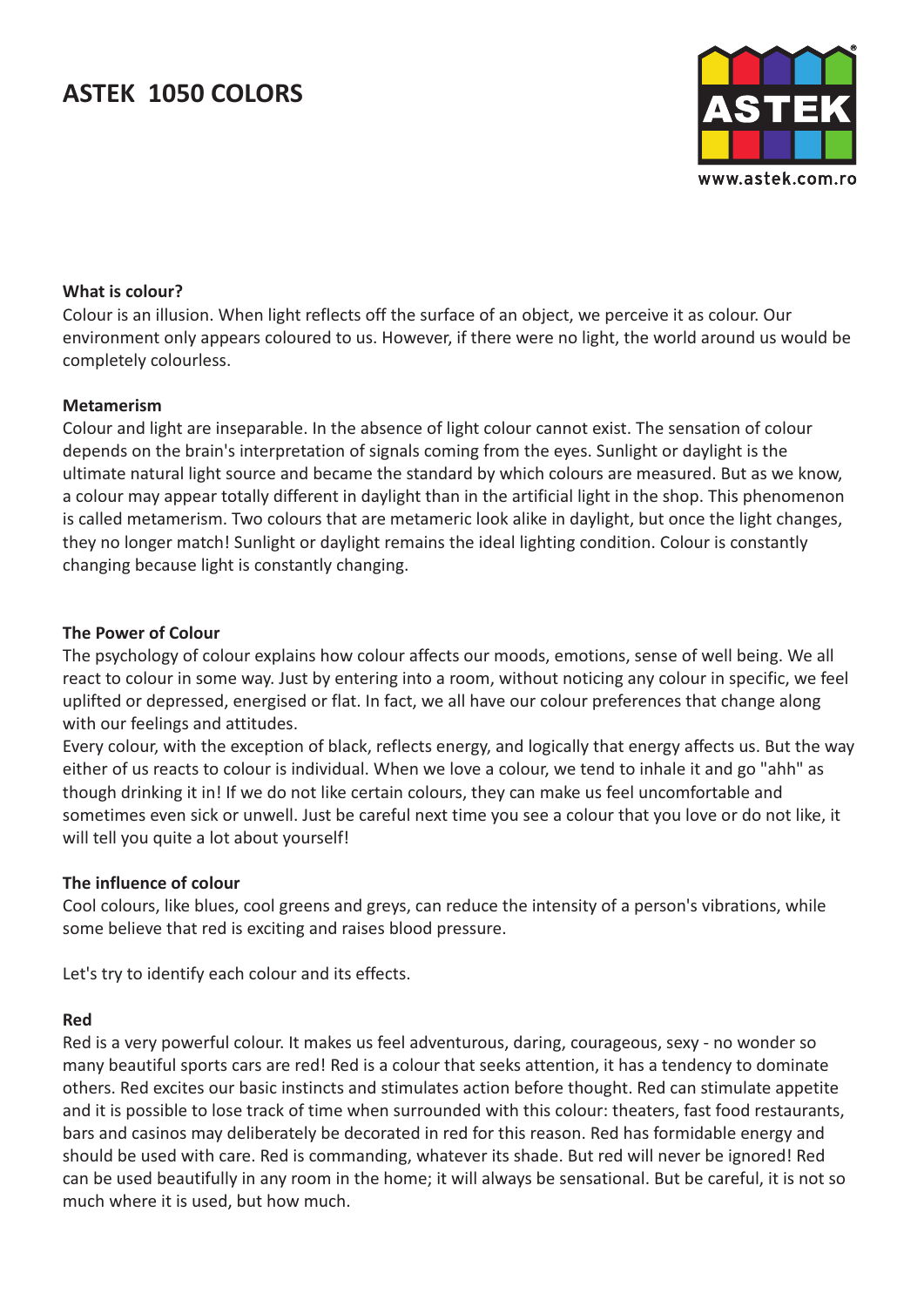# ASTEK 1050 COLORS

www.astek.com.ro

### What is colour?

Colour is an illusion. When light reflects off the surface of an object, we perceive it as colour. Our environment only appears coloured to us. However, if there were no light, the world around us would be completely colourless.

### Metamerism

Colour and light are inseparable. In the absence of light colour cannot exist. The sensation of colour depends on the brain's interpretation of signals coming from the eyes. Sunlight or daylight is the ultimate natural light source and became the standard by which colours are measured. But as we know, a colour may appear totally different in daylight than in the artificial light in the shop. This phenomenon is called metamerism. Two colours that are metameric look alike in daylight, but once the light changes, they no longer match! Sunlight or daylight remains the ideal lighting condition. Colour is constantly changing because light is constantly changing.

### The Power of Colour

The psychology of colour explains how colour affects our moods, emotions, sense of well being. We all react to colour in some way. Just by entering into a room, without noticing any colour in specific, we feel uplifted or depressed, energised or flat. In fact, we all have our colour preferences that change along with our feelings and attitudes.

Every colour, with the exception of black, reflects energy, and logically that energy affects us. But the way either of us reacts to colour is individual. When we love a colour, we tend to inhale it and go "ahh" as though drinking it in! If we do not like certain colours, they can make us feel uncomfortable and sometimes even sick or unwell. Just be careful next time you see a colour that you love or do not like, it will tell you quite a lot about yourself!

### The influence of colour

Cool colours, like blues, cool greens and greys, can reduce the intensity of a person's vibrations, while some believe that red is exciting and raises blood pressure.

Let's try to identify each colour and its effects.

### Red

Red is a very powerful colour. It makes us feel adventurous, daring, courageous, sexy - no wonder so many beautiful sports cars are red! Red is a colour that seeks attention, it has a tendency to dominate others. Red excites our basic instincts and stimulates action before thought. Red can stimulate appetite and it is possible to lose track of time when surrounded with this colour: theaters, fast food restaurants, bars and casinos may deliberately be decorated in red for this reason. Red has formidable energy and should be used with care. Red is commanding, whatever its shade. But red will never be ignored! Red can be used beautifully in any room in the home; it will always be sensational. But be careful, it is not so much where it is used, but how much.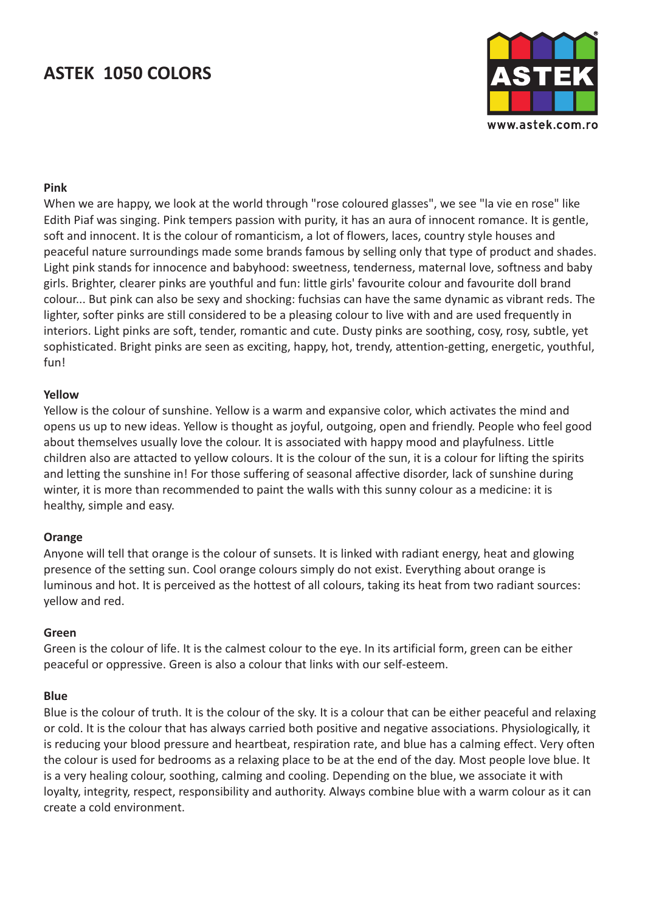# ASTEK 1050 COLORS

www.astek.com.ro

**Pink**

When we are happy, we look at the world through "rose coloured glasses", we see "la vie en rose" like Edith Piaf was singing. Pink tempers passion with purity, it has an aura of innocent romance. It is gentle, soft and innocent. It is the colour of romanticism, a lot of flowers, laces, country style houses and peaceful nature surroundings made some brands famous by selling only that type of product and shades. Light pink stands for innocence and babyhood: sweetness, tenderness, maternal love, softness and baby girls. Brighter, clearer pinks are youthful and fun: little girls' favourite colour and favourite doll brand colour... But pink can also be sexy and shocking: fuchsias can have the same dynamic as vibrant reds. The lighter, softer pinks are still considered to be a pleasing colour to live with and are used frequently in interiors. Light pinks are soft, tender, romantic and cute. Dusty pinks are soothing, cosy, rosy, subtle, yet sophisticated. Bright pinks are seen as exciting, happy, hot, trendy, attention-getting, energetic, youthful, fun!

**Yellow**

Yellow is the colour of sunshine. Yellow is a warm and expansive color, which activates the mind and opens us up to new ideas. Yellow is thought as joyful, outgoing, open and friendly. People who feel good about themselves usually love the colour. It is associated with happy mood and playfulness. Little children also are attacted to yellow colours. It is the colour of the sun, it is a colour for lifting the spirits and letting the sunshine in! For those suffering of seasonal affective disorder, lack of sunshine during winter, it is more than recommended to paint the walls with this sunny colour as a medicine: it is healthy, simple and easy.

**Orange**

Anyone will tell that orange is the colour of sunsets. It is linked with radiant energy, heat and glowing presence of the setting sun. Cool orange colours simply do not exist. Everything about orange is luminous and hot. It is perceived as the hottest of all colours, taking its heat from two radiant sources: yellow and red.

**Green**

Green is the colour of life. It is the calmest colour to the eye. In its artificial form, green can be either peaceful or oppressive. Green is also a colour that links with our self-esteem.

**Blue**

Blue is the colour of truth. It is the colour of the sky. It is a colour that can be either peaceful and relaxing or cold. It is the colour that has always carried both positive and negative associations. Physiologically, it is reducing your blood pressure and heartbeat, respiration rate, and blue has a calming effect. Very often the colour is used for bedrooms as a relaxing place to be at the end of the day. Most people love blue. It is a very healing colour, soothing, calming and cooling. Depending on the blue, we associate it with loyalty, integrity, respect, responsibility and authority. Always combine blue with a warm colour as it can create a cold environment.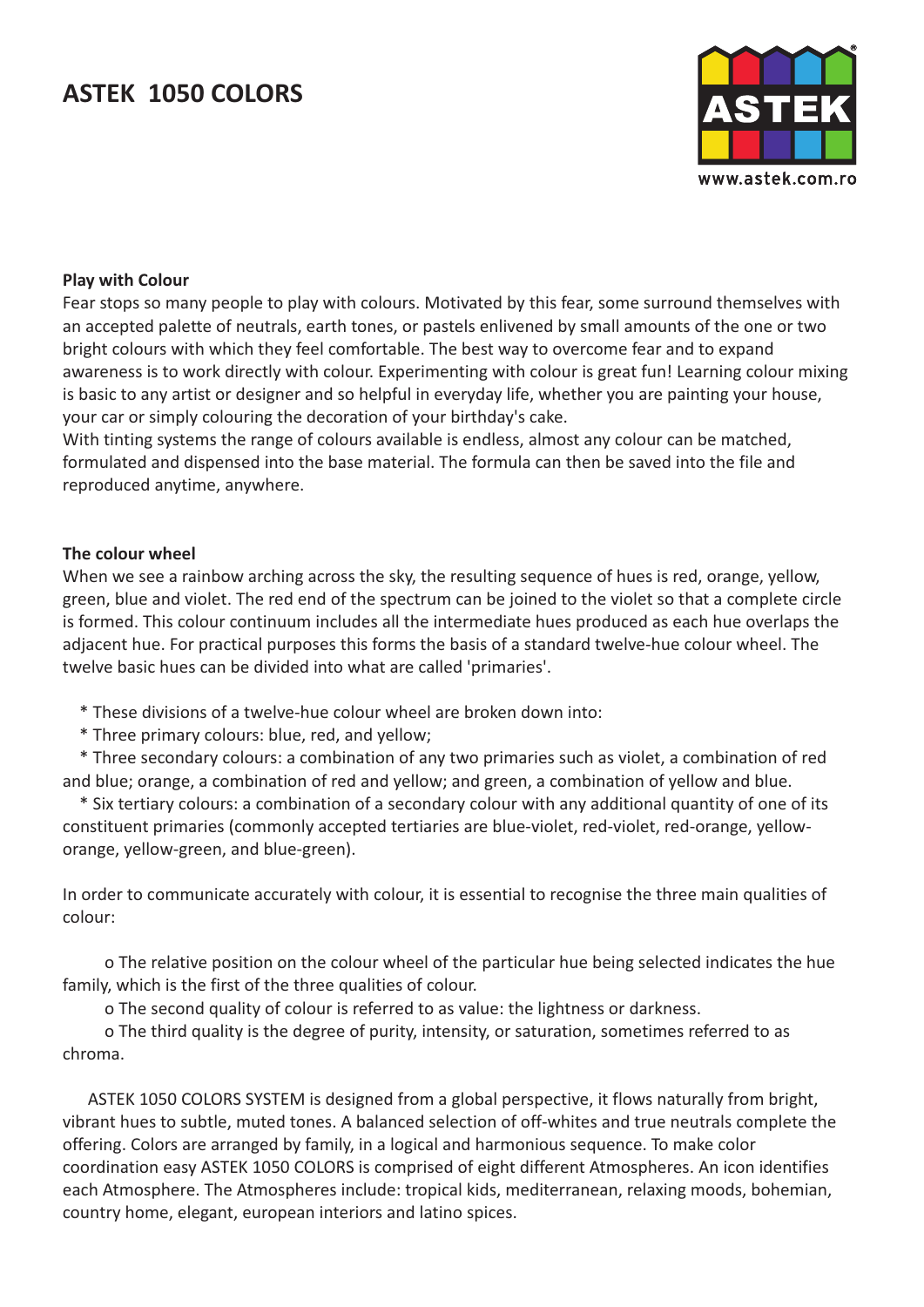# ASTEK 1050 COLORS

**Play with Colour**

Fear stops so many people to play with colours. Motivated by this fear, some surround themselves with an accepted palette of neutrals, earth tones, or pastels enlivened by small amounts of the one or two bright colours with which they feel comfortable. The best way to overcome fear and to expand awareness is to work directly with colour. Experimenting with colour is great fun! Learning colour mixing is basic to any artist or designer and so helpful in everyday life, whether you are painting your house, your car or simply colouring the decoration of your birthday's cake.

With tinting systems the range of colours available is endless, almost any colour can be matched, formulated and dispensed into the base material. The formula can then be saved into the file and reproduced anytime, anywhere.

**The colour wheel**

When we see a rainbow arching across the sky, the resulting sequence of hues is red, orange, yellow, green, blue and violet. The red end of the spectrum can be joined to the violet so that a complete circle is formed. This colour continuum includes all the intermediate hues produced as each hue overlaps the adjacent hue. For practical purposes this forms the basis of a standard twelve-hue colour wheel. The twelve basic hues can be divided into what are called 'primaries'.

* These divisions of a twelve-hue colour wheel are broken down into:
* Three primary colours: blue, red, and yellow;
* Three secondary colours: a combination of any two primaries such as violet, a combination of red and blue; orange, a combination of red and yellow; and green, a combination of yellow and blue.
* Six tertiary colours: a combination of a secondary colour with any additional quantity of one of its constituent primaries (commonly accepted tertiaries are blue-violet, red-violet, red-orange, yellow-orange, yellow-green, and blue-green).

In order to communicate accurately with colour, it is essential to recognise the three main qualities of colour:

- The relative position on the colour wheel of the particular hue being selected indicates the hue family, which is the first of the three qualities of colour.
- The second quality of colour is referred to as value: the lightness or darkness.
- The third quality is the degree of purity, intensity, or saturation, sometimes referred to as chroma.

ASTEK 1050 COLORS SYSTEM is designed from a global perspective, it flows naturally from bright, vibrant hues to subtle, muted tones. A balanced selection of off-whites and true neutrals complete the offering. Colors are arranged by family, in a logical and harmonious sequence. To make color coordination easy ASTEK 1050 COLORS is comprised of eight different Atmospheres. An icon identifies each Atmosphere. The Atmospheres include: tropical kids, mediterranean, relaxing moods, bohemian, country home, elegant, european interiors and latino spices.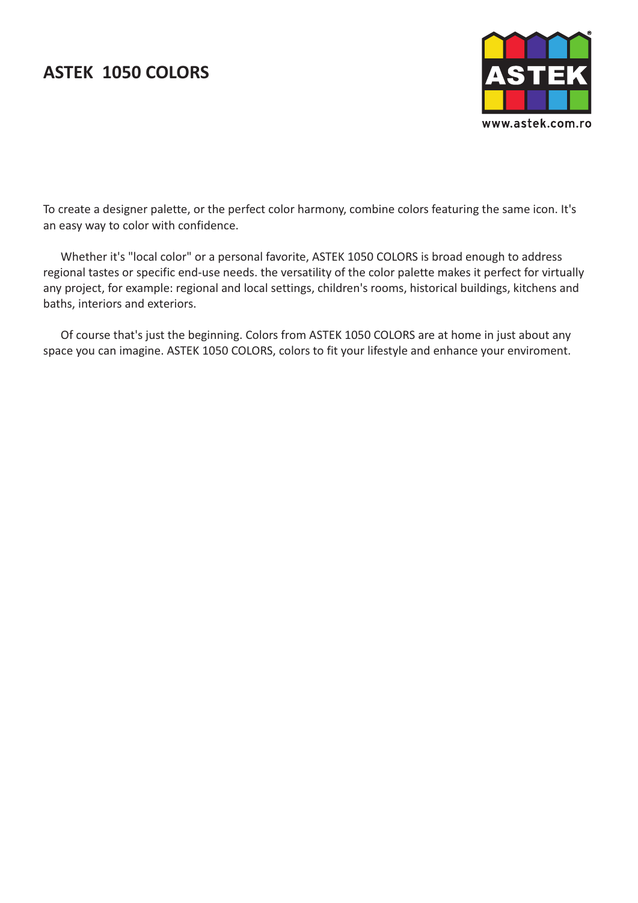# ASTEK 1050 COLORS

ASTEK

www.astek.com.ro

To create a designer palette, or the perfect color harmony, combine colors featuring the same icon. It's an easy way to color with confidence.

Whether it's "local color" or a personal favorite, ASTEK 1050 COLORS is broad enough to address regional tastes or specific end-use needs. the versatility of the color palette makes it perfect for virtually any project, for example: regional and local settings, children's rooms, historical buildings, kitchens and baths, interiors and exteriors.

Of course that's just the beginning. Colors from ASTEK 1050 COLORS are at home in just about any space you can imagine. ASTEK 1050 COLORS, colors to fit your lifestyle and enhance your enviroment.